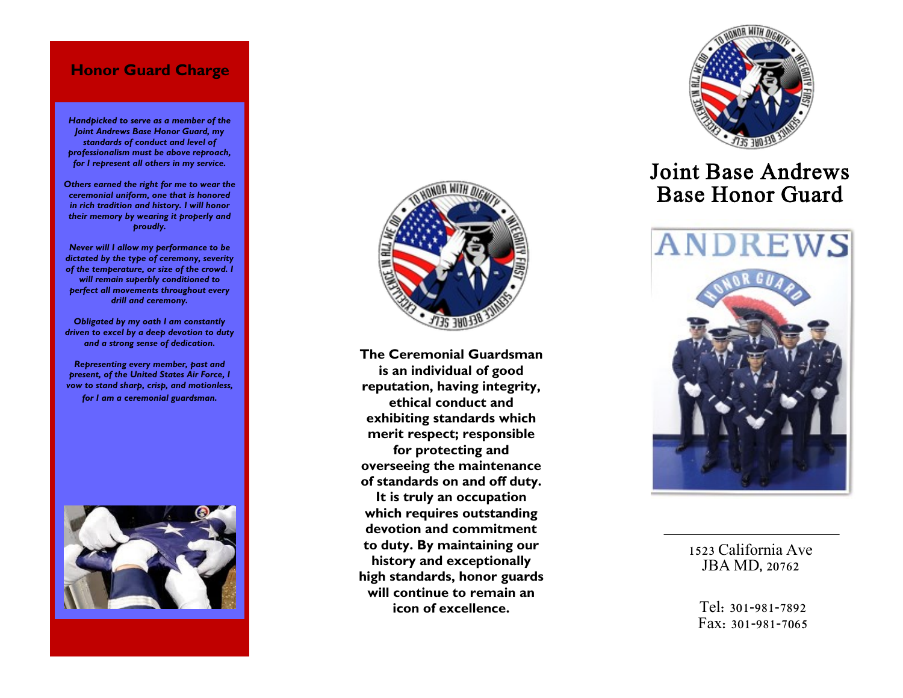## Honor Guard Charge

*Handpicked to serve as a member of the Joint Andrews Base Honor Guard, my standards of conduct and level of professionalism must be above reproach, for I represent all others in my service.*

*Others earned the right for me to wear the ceremonial uniform, one that is honored in rich tradition and history. I will honor their memory by wearing it properly and proudly.*

*Never will I allow my performance to be dictated by the type of ceremony, severity of the temperature, or size of the crowd. I will remain superbly conditioned to perfect all movements throughout every drill and ceremony.*

*Obligated by my oath I am constantly driven to excel by a deep devotion to duty and a strong sense of dedication.*

*Representing every member, past and present, of the United States Air Force, I vow to stand sharp, crisp, and motionless, for I am a ceremonial guardsman.*

**The Ceremonial Guardsman is an individual of good reputation, having integrity, ethical conduct and exhibiting standards which merit respect; responsible for protecting and overseeing the maintenance of standards on and off duty. It is truly an occupation which requires outstanding devotion and commitment to duty. By maintaining our history and exceptionally high standards, honor guards will continue to remain an icon of excellence.**

# Joint Base Andrews Base Honor Guard

1523 California Ave
JBA MD, 20762

Tel: 301-981-7892
Fax: 301-981-7065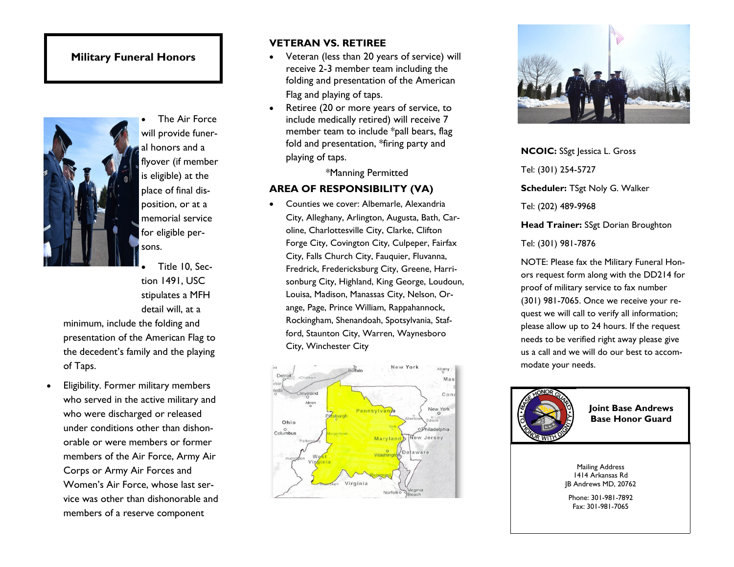## Military Funeral Honors

- The Air Force will provide funeral honors and a flyover (if member is eligible) at the place of final disposition, or at a memorial service for eligible persons.
- Title 10, Section 1491, USC stipulates a MFH detail will, at a minimum, include the folding and presentation of the American Flag to the decedent's family and the playing of Taps.
- Eligibility. Former military members who served in the active military and who were discharged or released under conditions other than dishonorable or were members or former members of the Air Force, Army Air Corps or Army Air Forces and Women's Air Force, whose last service was other than dishonorable and members of a reserve component

## VETERAN VS. RETIREE

- Veteran (less than 20 years of service) will receive 2-3 member team including the folding and presentation of the American Flag and playing of taps.
- Retiree (20 or more years of service, to include medically retired) will receive 7 member team to include *pall bears, flag fold and presentation, *firing party and playing of taps.

*Manning Permitted

## AREA OF RESPONSIBILITY (VA)

- Counties we cover: Albemarle, Alexandria City, Alleghany, Arlington, Augusta, Bath, Caroline, Charlottesville City, Clarke, Clifton Forge City, Covington City, Culpeper, Fairfax City, Falls Church City, Fauquier, Fluvanna, Fredrick, Fredericksburg City, Greene, Harrisonburg City, Highland, King George, Loudoun, Louisa, Madison, Manassas City, Nelson, Orange, Page, Prince William, Rappahannock, Rockingham, Shenandoah, Spotsylvania, Stafford, Staunton City, Warren, Waynesboro City, Winchester City

**NCOIC:** SSgt Jessica L. Gross

Tel: (301) 254-5727

**Scheduler:** TSgt Noly G. Walker

Tel: (202) 489-9968

**Head Trainer:** SSgt Dorian Broughton

Tel: (301) 981-7876

NOTE: Please fax the Military Funeral Honors request form along with the DD214 for proof of military service to fax number (301) 981-7065. Once we receive your request we will call to verify all information; please allow up to 24 hours. If the request needs to be verified right away please give us a call and we will do our best to accommodate your needs.

**Joint Base Andrews Base Honor Guard**

Mailing Address
1414 Arkansas Rd
JB Andrews MD, 20762

Phone: 301-981-7892
Fax: 301-981-7065